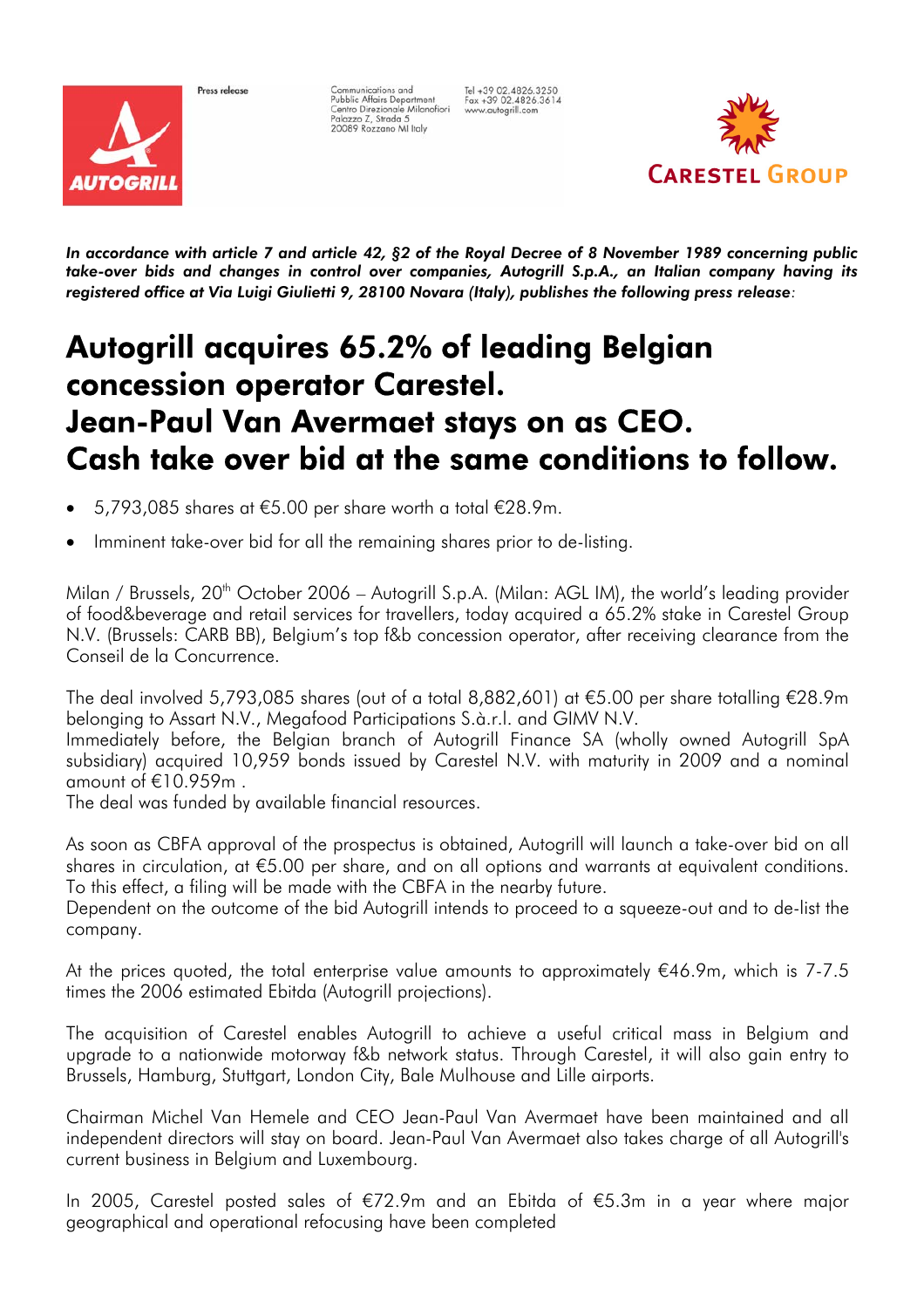Press release

Communications and
Public Affairs Department
Centro Direzionale Milanofiori
Palazzo Z, Strada 5
20089 Rozzano MI Italy

Tel +39 02.4826.3250
Fax +39 02.4826.3614
www.autogrill.com

***In accordance with article 7 and article 42, §2 of the Royal Decree of 8 November 1989 concerning public take-over bids and changes in control over companies, Autogrill S.p.A., an Italian company having its registered office at Via Luigi Giulietti 9, 28100 Novara (Italy), publishes the following press release*:**

# Autogrill acquires 65.2% of leading Belgian concession operator Carestel. Jean-Paul Van Avermaet stays on as CEO. Cash take over bid at the same conditions to follow.

- 5,793,085 shares at €5.00 per share worth a total €28.9m.
- Imminent take-over bid for all the remaining shares prior to de-listing.

Milan / Brussels, 20th October 2006 – Autogrill S.p.A. (Milan: AGL IM), the world's leading provider of food&beverage and retail services for travellers, today acquired a 65.2% stake in Carestel Group N.V. (Brussels: CARB BB), Belgium's top f&b concession operator, after receiving clearance from the Conseil de la Concurrence.

The deal involved 5,793,085 shares (out of a total 8,882,601) at €5.00 per share totalling €28.9m belonging to Assart N.V., Megafood Participations S.à.r.l. and GIMV N.V.
Immediately before, the Belgian branch of Autogrill Finance SA (wholly owned Autogrill SpA subsidiary) acquired 10,959 bonds issued by Carestel N.V. with maturity in 2009 and a nominal amount of €10.959m .
The deal was funded by available financial resources.

As soon as CBFA approval of the prospectus is obtained, Autogrill will launch a take-over bid on all shares in circulation, at €5.00 per share, and on all options and warrants at equivalent conditions. To this effect, a filing will be made with the CBFA in the nearby future.
Dependent on the outcome of the bid Autogrill intends to proceed to a squeeze-out and to de-list the company.

At the prices quoted, the total enterprise value amounts to approximately €46.9m, which is 7-7.5 times the 2006 estimated Ebitda (Autogrill projections).

The acquisition of Carestel enables Autogrill to achieve a useful critical mass in Belgium and upgrade to a nationwide motorway f&b network status. Through Carestel, it will also gain entry to Brussels, Hamburg, Stuttgart, London City, Bale Mulhouse and Lille airports.

Chairman Michel Van Hemele and CEO Jean-Paul Van Avermaet have been maintained and all independent directors will stay on board. Jean-Paul Van Avermaet also takes charge of all Autogrill's current business in Belgium and Luxembourg.

In 2005, Carestel posted sales of €72.9m and an Ebitda of €5.3m in a year where major geographical and operational refocusing have been completed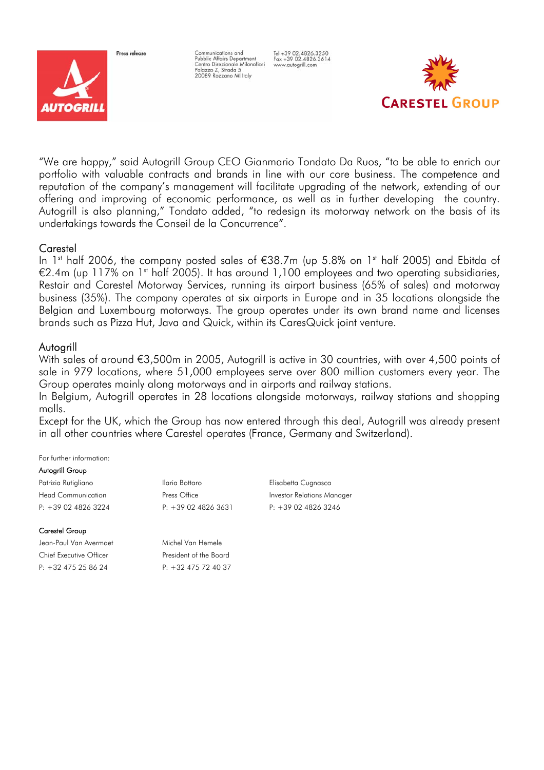"We are happy," said Autogrill Group CEO Gianmario Tondato Da Ruos, "to be able to enrich our portfolio with valuable contracts and brands in line with our core business. The competence and reputation of the company's management will facilitate upgrading of the network, extending of our offering and improving of economic performance, as well as in further developing the country. Autogrill is also planning," Tondato added, "to redesign its motorway network on the basis of its undertakings towards the Conseil de la Concurrence".

## Carestel

In 1st half 2006, the company posted sales of €38.7m (up 5.8% on 1st half 2005) and Ebitda of €2.4m (up 117% on 1st half 2005). It has around 1,100 employees and two operating subsidiaries, Restair and Carestel Motorway Services, running its airport business (65% of sales) and motorway business (35%). The company operates at six airports in Europe and in 35 locations alongside the Belgian and Luxembourg motorways. The group operates under its own brand name and licenses brands such as Pizza Hut, Java and Quick, within its CaresQuick joint venture.

## Autogrill

With sales of around €3,500m in 2005, Autogrill is active in 30 countries, with over 4,500 points of sale in 979 locations, where 51,000 employees serve over 800 million customers every year. The Group operates mainly along motorways and in airports and railway stations.
In Belgium, Autogrill operates in 28 locations alongside motorways, railway stations and shopping malls.
Except for the UK, which the Group has now entered through this deal, Autogrill was already present in all other countries where Carestel operates (France, Germany and Switzerland).

For further information:

**Autogrill Group**

| | | |
|---|---|---|
| Patrizia Rutigliano | Ilaria Bottaro | Elisabetta Cugnasca |
| Head Communication | Press Office | Investor Relations Manager |
| P: +39 02 4826 3224 | P: +39 02 4826 3631 | P: +39 02 4826 3246 |

**Carestel Group**

| | |
|---|---|
| Jean-Paul Van Avermaet | Michel Van Hemele |
| Chief Executive Officer | President of the Board |
| P: +32 475 25 86 24 | P: +32 475 72 40 37 |